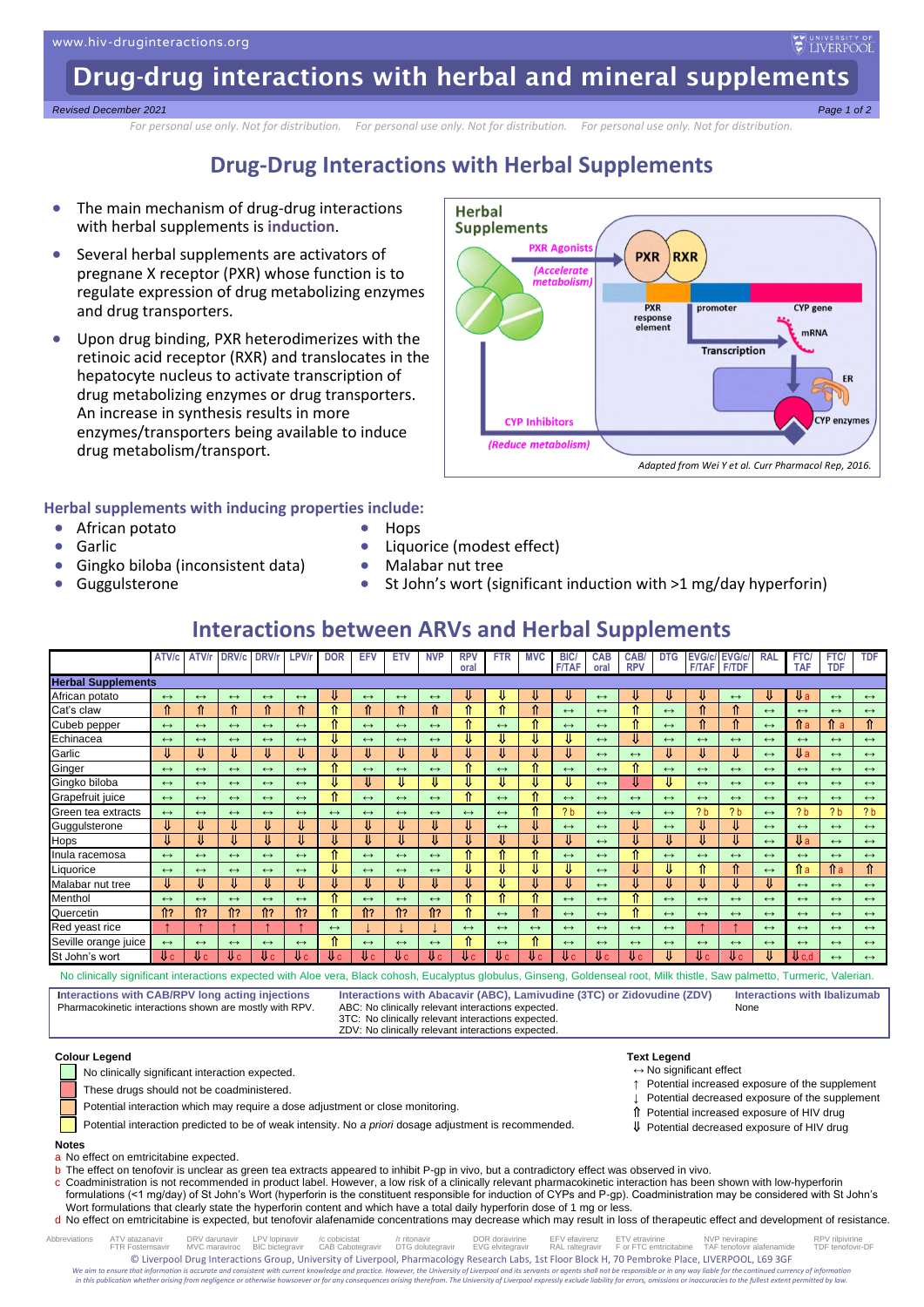# Drug-drug interactions with herbal and mineral supplements

*Revised December 2021*

*For personal use only. Not for distribution. For personal use only. Not for distribution. For personal use only. Not for distribution.*

## Drug-Drug Interactions with Herbal Supplements

- The main mechanism of drug-drug interactions with herbal supplements is **induction**.
- Several herbal supplements are activators of pregnane X receptor (PXR) whose function is to regulate expression of drug metabolizing enzymes and drug transporters.
- Upon drug binding, PXR heterodimerizes with the retinoic acid receptor (RXR) and translocates in the hepatocyte nucleus to activate transcription of drug metabolizing enzymes or drug transporters. An increase in synthesis results in more enzymes/transporters being available to induce drug metabolism/transport.

Herbal Supplements — PXR Agonists (Accelerate metabolism) — PXR RXR — PXR response element — promoter — CYP gene — Transcription — mRNA — ER — CYP enzymes — CYP Inhibitors (Reduce metabolism)

*Adapted from Wei Y et al. Curr Pharmacol Rep, 2016.*

### Herbal supplements with inducing properties include:

- African potato
- Garlic
- Gingko biloba (inconsistent data)
- Guggulsterone
- Hops
- Liquorice (modest effect)
- Malabar nut tree
- St John's wort (significant induction with >1 mg/day hyperforin)

## Interactions between ARVs and Herbal Supplements

| | ATV/c | ATV/r | DRV/c | DRV/r | LPV/r | DOR | EFV | ETV | NVP | RPV oral | FTR | MVC | BIC/F/TAF | CAB oral | CAB/RPV | DTG | EVG/c/F/TAF | EVG/c/F/TDF | RAL | FTC/TAF | FTC/TDF | TDF |
|---|---|---|---|---|---|---|---|---|---|---|---|---|---|---|---|---|---|---|---|---|---|---|
| **Herbal Supplements** | | | | | | | | | | | | | | | | | | | | | | |
| African potato | ↔ | ↔ | ↔ | ↔ | ↔ | ⇓ | ↔ | ↔ | ↔ | ⇓ | ⇓ | ⇓ | ⇓ | ↔ | ⇓ | ⇓ | ⇓ | ↔ | ⇓ | ⇓a | ↔ | ↔ |
| Cat's claw | ⇑ | ⇑ | ⇑ | ⇑ | ⇑ | ⇑ | ⇑ | ⇑ | ⇑ | ⇑ | ⇑ | ⇑ | ↔ | ↔ | ⇑ | ↔ | ⇑ | ⇑ | ↔ | ↔ | ↔ | ↔ |
| Cubeb pepper | ↔ | ↔ | ↔ | ↔ | ↔ | ⇑ | ↔ | ↔ | ↔ | ⇑ | ↔ | ⇑ | ↔ | ↔ | ⇑ | ↔ | ⇑ | ⇑ | ↔ | ⇑a | ⇑a | ⇑ |
| Echinacea | ↔ | ↔ | ↔ | ↔ | ↔ | ⇓ | ↔ | ↔ | ↔ | ⇓ | ⇓ | ⇓ | ⇓ | ↔ | ⇓ | ↔ | ↔ | ↔ | ↔ | ↔ | ↔ | ↔ |
| Garlic | ⇓ | ⇓ | ⇓ | ⇓ | ⇓ | ⇓ | ⇓ | ⇓ | ⇓ | ⇓ | ⇓ | ⇓ | ⇓ | ↔ | ↔ | ⇓ | ⇓ | ⇓ | ↔ | ⇓a | ↔ | ↔ |
| Ginger | ↔ | ↔ | ↔ | ↔ | ↔ | ⇑ | ↔ | ↔ | ↔ | ⇑ | ↔ | ⇑ | ↔ | ↔ | ⇑ | ↔ | ↔ | ↔ | ↔ | ↔ | ↔ | ↔ |
| Gingko biloba | ↔ | ↔ | ↔ | ↔ | ↔ | ⇓ | ⇓ | ⇓ | ⇓ | ⇓ | ⇓ | ⇓ | ⇓ | ↔ | ⇓ | ⇓ | ↔ | ↔ | ↔ | ↔ | ↔ | ↔ |
| Grapefruit juice | ↔ | ↔ | ↔ | ↔ | ↔ | ⇑ | ↔ | ↔ | ↔ | ⇑ | ↔ | ⇑ | ↔ | ↔ | ↔ | ↔ | ↔ | ↔ | ↔ | ↔ | ↔ | ↔ |
| Green tea extracts | ↔ | ↔ | ↔ | ↔ | ↔ | ↔ | ↔ | ↔ | ↔ | ↔ | ↔ | ⇑ | ? b | ↔ | ↔ | ↔ | ? b | ? b | ↔ | ? b | ? b | ? b |
| Guggulsterone | ⇓ | ⇓ | ⇓ | ⇓ | ⇓ | ⇓ | ⇓ | ⇓ | ⇓ | ⇓ | ↔ | ⇓ | ↔ | ↔ | ⇓ | ↔ | ⇓ | ⇓ | ↔ | ↔ | ↔ | ↔ |
| Hops | ⇓ | ⇓ | ⇓ | ⇓ | ⇓ | ⇓ | ⇓ | ⇓ | ⇓ | ⇓ | ⇓ | ⇓ | ⇓ | ↔ | ⇓ | ⇓ | ⇓ | ⇓ | ↔ | ⇓a | ↔ | ↔ |
| Inula racemosa | ↔ | ↔ | ↔ | ↔ | ↔ | ⇑ | ↔ | ↔ | ↔ | ⇑ | ⇑ | ⇑ | ↔ | ↔ | ⇑ | ↔ | ↔ | ↔ | ↔ | ↔ | ↔ | ↔ |
| Liquorice | ↔ | ↔ | ↔ | ↔ | ↔ | ⇓ | ↔ | ↔ | ↔ | ⇓ | ⇓ | ⇓ | ⇓ | ↔ | ⇓ | ⇓ | ⇑ | ⇑ | ↔ | ⇑a | ⇑a | ⇑ |
| Malabar nut tree | ⇓ | ⇓ | ⇓ | ⇓ | ⇓ | ⇓ | ⇓ | ⇓ | ⇓ | ⇓ | ⇓ | ⇓ | ⇓ | ↔ | ⇓ | ⇓ | ⇓ | ⇓ | ⇓ | ↔ | ↔ | ↔ |
| Menthol | ↔ | ↔ | ↔ | ↔ | ↔ | ⇑ | ↔ | ↔ | ↔ | ⇑ | ⇑ | ⇑ | ↔ | ↔ | ⇑ | ↔ | ↔ | ↔ | ↔ | ↔ | ↔ | ↔ |
| Quercetin | ⇑? | ⇑? | ⇑? | ⇑? | ⇑? | ⇑ | ⇑? | ⇑? | ⇑? | ⇑ | ↔ | ⇑ | ↔ | ↔ | ⇑ | ↔ | ↔ | ↔ | ↔ | ↔ | ↔ | ↔ |
| Red yeast rice | ↑ | ↑ | ↑ | ↑ | ↑ | ↔ | ↓ | ↓ | ↓ | ↔ | ↔ | ↔ | ↔ | ↔ | ↔ | ↔ | ↑ | ↑ | ↔ | ↔ | ↔ | ↔ |
| Seville orange juice | ↔ | ↔ | ↔ | ↔ | ↔ | ⇑ | ↔ | ↔ | ↔ | ⇑ | ↔ | ⇑ | ↔ | ↔ | ↔ | ↔ | ↔ | ↔ | ↔ | ↔ | ↔ | ↔ |
| St John's wort | ⇓c | ⇓c | ⇓c | ⇓c | ⇓c | ⇓c | ⇓c | ⇓c | ⇓c | ⇓c | ⇓c | ⇓c | ⇓c | ⇓c | ⇓c | ⇓ | ⇓c | ⇓c | ⇓ | ⇓c,d | ↔ | ↔ |

No clinically significant interactions expected with Aloe vera, Black cohosh, Eucalyptus globulus, Ginseng, Goldenseal root, Milk thistle, Saw palmetto, Turmeric, Valerian.

**Interactions with CAB/RPV long acting injections**
Pharmacokinetic interactions shown are mostly with RPV.

**Interactions with Abacavir (ABC), Lamivudine (3TC) or Zidovudine (ZDV)**
ABC: No clinically relevant interactions expected.
3TC: No clinically relevant interactions expected.
ZDV: No clinically relevant interactions expected.

**Interactions with Ibalizumab**
None

**Colour Legend**

- Green: No clinically significant interaction expected.
- Red: These drugs should not be coadministered.
- Amber: Potential interaction which may require a dose adjustment or close monitoring.
- Yellow: Potential interaction predicted to be of weak intensity. No *a priori* dosage adjustment is recommended.

**Text Legend**

- ↔ No significant effect
- ↑ Potential increased exposure of the supplement
- ↓ Potential decreased exposure of the supplement
- ⇑ Potential increased exposure of HIV drug
- ⇓ Potential decreased exposure of HIV drug

**Notes**

a No effect on emtricitabine expected.
b The effect on tenofovir is unclear as green tea extracts appeared to inhibit P-gp in vivo, but a contradictory effect was observed in vivo.
c Coadministration is not recommended in product label. However, a low risk of a clinically relevant pharmacokinetic interaction has been shown with low-hyperforin formulations (<1 mg/day) of St John's Wort (hyperforin is the constituent responsible for induction of CYPs and P-gp). Coadministration may be considered with St John's Wort formulations that clearly state the hyperforin content and which have a total daily hyperforin dose of 1 mg or less.
d No effect on emtricitabine is expected, but tenofovir alafenamide concentrations may decrease which may result in loss of therapeutic effect and development of resistance.

Abbreviations: ATV atazanavir, FTR Fostemsavir, DRV darunavir, MVC maraviroc, LPV lopinavir, BIC bictegravir, /c cobicistat, CAB Cabotegravir, /r ritonavir, DTG dolutegravir, DOR doravirine, EVG elvitegravir, EFV efavirenz, RAL raltegravir, ETV etravirine, F or FTC emtricitabine, NVP nevirapine, TAF tenofovir alafenamide, RPV rilpivirine, TDF tenofovir-DF

© Liverpool Drug Interactions Group, University of Liverpool, Pharmacology Research Labs, 1st Floor Block H, 70 Pembroke Place, LIVERPOOL, L69 3GF

*We aim to ensure that information is accurate and consistent with current knowledge and practice. However, the University of Liverpool and its servants or agents shall not be responsible or in any way liable for the continued currency of information in this publication whether arising from negligence or otherwise howsoever or for any consequences arising therefrom. The University of Liverpool expressly exclude liability for errors, omissions or inaccuracies to the fullest extent permitted by law.*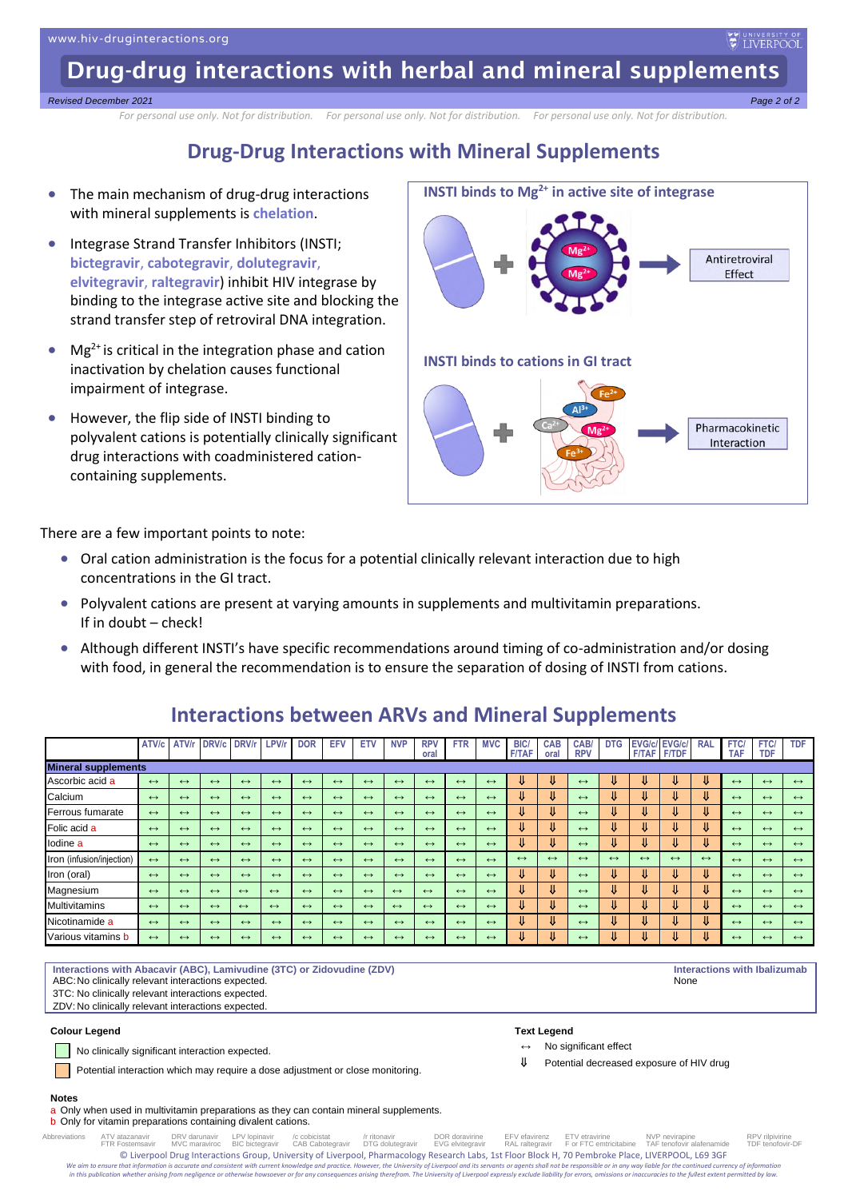# Drug-drug interactions with herbal and mineral supplements

*Revised December 2021*

*For personal use only. Not for distribution. For personal use only. Not for distribution. For personal use only. Not for distribution.*

## Drug-Drug Interactions with Mineral Supplements

- The main mechanism of drug-drug interactions with mineral supplements is **chelation**.
- Integrase Strand Transfer Inhibitors (INSTI; **bictegravir**, **cabotegravir**, **dolutegravir**, **elvitegravir**, **raltegravir**) inhibit HIV integrase by binding to the integrase active site and blocking the strand transfer step of retroviral DNA integration.
- $Mg^{2+}$ is critical in the integration phase and cation inactivation by chelation causes functional impairment of integrase.
- However, the flip side of INSTI binding to polyvalent cations is potentially clinically significant drug interactions with coadministered cation-containing supplements.

**INSTI binds to $Mg^{2+}$ in active site of integrase**

$Mg^{2+}$ $Mg^{2+}$

Antiretroviral Effect

**INSTI binds to cations in GI tract**

$Fe^{2+}$ $Al^{3+}$ $Ca^{2+}$ $Mg^{2+}$ $Fe^{3+}$

Pharmacokinetic Interaction

There are a few important points to note:

- Oral cation administration is the focus for a potential clinically relevant interaction due to high concentrations in the GI tract.
- Polyvalent cations are present at varying amounts in supplements and multivitamin preparations. If in doubt – check!
- Although different INSTI's have specific recommendations around timing of co-administration and/or dosing with food, in general the recommendation is to ensure the separation of dosing of INSTI from cations.

## Interactions between ARVs and Mineral Supplements

| | ATV/c | ATV/r | DRV/c | DRV/r | LPV/r | DOR | EFV | ETV | NVP | RPV oral | FTR | MVC | BIC/ F/TAF | CAB oral | CAB/ RPV | DTG | EVG/c/ F/TAF | EVG/c/ F/TDF | RAL | FTC/ TAF | FTC/ TDF | TDF |
|---|---|---|---|---|---|---|---|---|---|---|---|---|---|---|---|---|---|---|---|---|---|---|
| **Mineral supplements** | | | | | | | | | | | | | | | | | | | | | | |
| Ascorbic acid a | ↔ | ↔ | ↔ | ↔ | ↔ | ↔ | ↔ | ↔ | ↔ | ↔ | ↔ | ↔ | ⇓ | ⇓ | ↔ | ⇓ | ⇓ | ⇓ | ⇓ | ↔ | ↔ | ↔ |
| Calcium | ↔ | ↔ | ↔ | ↔ | ↔ | ↔ | ↔ | ↔ | ↔ | ↔ | ↔ | ↔ | ⇓ | ⇓ | ↔ | ⇓ | ⇓ | ⇓ | ⇓ | ↔ | ↔ | ↔ |
| Ferrous fumarate | ↔ | ↔ | ↔ | ↔ | ↔ | ↔ | ↔ | ↔ | ↔ | ↔ | ↔ | ↔ | ⇓ | ⇓ | ↔ | ⇓ | ⇓ | ⇓ | ⇓ | ↔ | ↔ | ↔ |
| Folic acid a | ↔ | ↔ | ↔ | ↔ | ↔ | ↔ | ↔ | ↔ | ↔ | ↔ | ↔ | ↔ | ⇓ | ⇓ | ↔ | ⇓ | ⇓ | ⇓ | ⇓ | ↔ | ↔ | ↔ |
| Iodine a | ↔ | ↔ | ↔ | ↔ | ↔ | ↔ | ↔ | ↔ | ↔ | ↔ | ↔ | ↔ | ⇓ | ⇓ | ↔ | ⇓ | ⇓ | ⇓ | ⇓ | ↔ | ↔ | ↔ |
| Iron (infusion/injection) | ↔ | ↔ | ↔ | ↔ | ↔ | ↔ | ↔ | ↔ | ↔ | ↔ | ↔ | ↔ | ↔ | ↔ | ↔ | ↔ | ↔ | ↔ | ↔ | ↔ | ↔ | ↔ |
| Iron (oral) | ↔ | ↔ | ↔ | ↔ | ↔ | ↔ | ↔ | ↔ | ↔ | ↔ | ↔ | ↔ | ⇓ | ⇓ | ↔ | ⇓ | ⇓ | ⇓ | ⇓ | ↔ | ↔ | ↔ |
| Magnesium | ↔ | ↔ | ↔ | ↔ | ↔ | ↔ | ↔ | ↔ | ↔ | ↔ | ↔ | ↔ | ⇓ | ⇓ | ↔ | ⇓ | ⇓ | ⇓ | ⇓ | ↔ | ↔ | ↔ |
| Multivitamins | ↔ | ↔ | ↔ | ↔ | ↔ | ↔ | ↔ | ↔ | ↔ | ↔ | ↔ | ↔ | ⇓ | ⇓ | ↔ | ⇓ | ⇓ | ⇓ | ⇓ | ↔ | ↔ | ↔ |
| Nicotinamide a | ↔ | ↔ | ↔ | ↔ | ↔ | ↔ | ↔ | ↔ | ↔ | ↔ | ↔ | ↔ | ⇓ | ⇓ | ↔ | ⇓ | ⇓ | ⇓ | ⇓ | ↔ | ↔ | ↔ |
| Various vitamins b | ↔ | ↔ | ↔ | ↔ | ↔ | ↔ | ↔ | ↔ | ↔ | ↔ | ↔ | ↔ | ⇓ | ⇓ | ↔ | ⇓ | ⇓ | ⇓ | ⇓ | ↔ | ↔ | ↔ |

**Interactions with Abacavir (ABC), Lamivudine (3TC) or Zidovudine (ZDV)**
ABC: No clinically relevant interactions expected.
3TC: No clinically relevant interactions expected.
ZDV: No clinically relevant interactions expected.

**Interactions with Ibalizumab**
None

**Colour Legend**
- (green) No clinically significant interaction expected.
- (orange) Potential interaction which may require a dose adjustment or close monitoring.

**Text Legend**
- ↔ No significant effect
- ⇓ Potential decreased exposure of HIV drug

**Notes**
a Only when used in multivitamin preparations as they can contain mineral supplements.
b Only for vitamin preparations containing divalent cations.

Abbreviations: ATV atazanavir, FTR Fostemsavir, DRV darunavir, MVC maraviroc, LPV lopinavir, BIC bictegravir, /c cobicistat, CAB Cabotegravir, /r ritonavir, DTG dolutegravir, DOR doravirine, EVG elvitegravir, EFV efavirenz, RAL raltegravir, ETV etravirine, F or FTC emtricitabine, NVP nevirapine, TAF tenofovir alafenamide, RPV rilpivirine, TDF tenofovir-DF

© Liverpool Drug Interactions Group, University of Liverpool, Pharmacology Research Labs, 1st Floor Block H, 70 Pembroke Place, LIVERPOOL, L69 3GF

*We aim to ensure that information is accurate and consistent with current knowledge and practice. However, the University of Liverpool and its servants or agents shall not be responsible or in any way liable for the continued currency of information in this publication whether arising from negligence or otherwise howsoever or for any consequences arising therefrom. The University of Liverpool expressly exclude liability for errors, omissions or inaccuracies to the fullest extent permitted by law.*